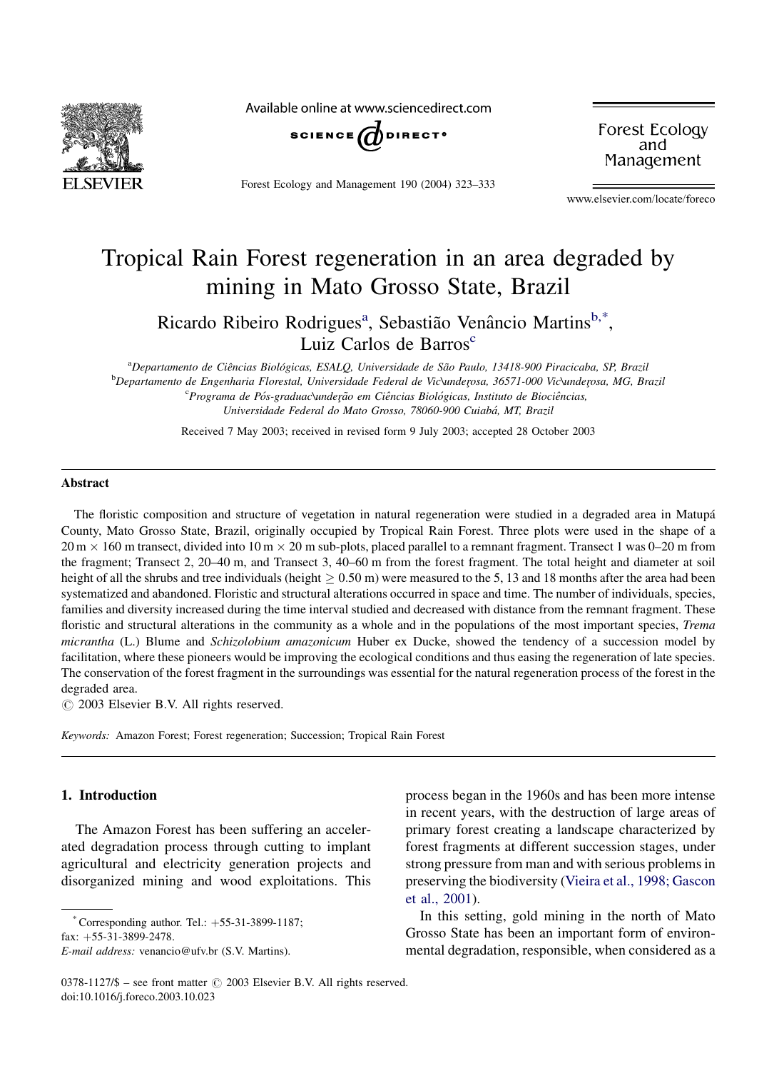# Tropical Rain Forest regeneration in an area degraded by mining in Mato Grosso State, Brazil

Ricardo Ribeiro Rodrigues[a], Sebastião Venâncio Martins[b,*], Luiz Carlos de Barros[c]

[a]Departamento de Ciências Biológicas, ESALQ, Universidade de São Paulo, 13418-900 Piracicaba, SP, Brazil

[b]Departamento de Engenharia Florestal, Universidade Federal de Viçosa, 36571-000 Viçosa, MG, Brazil

[c]Programa de Pós-graduação em Ciências Biológicas, Instituto de Biociências, Universidade Federal do Mato Grosso, 78060-900 Cuiabá, MT, Brazil

Received 7 May 2003; received in revised form 9 July 2003; accepted 28 October 2003

## Abstract

The floristic composition and structure of vegetation in natural regeneration were studied in a degraded area in Matupá County, Mato Grosso State, Brazil, originally occupied by Tropical Rain Forest. Three plots were used in the shape of a $20\ \text{m} \times 160\ \text{m}$ transect, divided into $10\ \text{m} \times 20\ \text{m}$ sub-plots, placed parallel to a remnant fragment. Transect 1 was 0–20 m from the fragment; Transect 2, 20–40 m, and Transect 3, 40–60 m from the forest fragment. The total height and diameter at soil height of all the shrubs and tree individuals (height $\geq 0.50$ m) were measured to the 5, 13 and 18 months after the area had been systematized and abandoned. Floristic and structural alterations occurred in space and time. The number of individuals, species, families and diversity increased during the time interval studied and decreased with distance from the remnant fragment. These floristic and structural alterations in the community as a whole and in the populations of the most important species, *Trema micrantha* (L.) Blume and *Schizolobium amazonicum* Huber ex Ducke, showed the tendency of a succession model by facilitation, where these pioneers would be improving the ecological conditions and thus easing the regeneration of late species. The conservation of the forest fragment in the surroundings was essential for the natural regeneration process of the forest in the degraded area.

© 2003 Elsevier B.V. All rights reserved.

*Keywords:* Amazon Forest; Forest regeneration; Succession; Tropical Rain Forest

## 1. Introduction

The Amazon Forest has been suffering an accelerated degradation process through cutting to implant agricultural and electricity generation projects and disorganized mining and wood exploitations. This process began in the 1960s and has been more intense in recent years, with the destruction of large areas of primary forest creating a landscape characterized by forest fragments at different succession stages, under strong pressure from man and with serious problems in preserving the biodiversity (Vieira et al., 1998; Gascon et al., 2001).

In this setting, gold mining in the north of Mato Grosso State has been an important form of environmental degradation, responsible, when considered as a

* Corresponding author. Tel.: +55-31-3899-1187; fax: +55-31-3899-2478.
*E-mail address:* venancio@ufv.br (S.V. Martins).

0378-1127/$ – see front matter © 2003 Elsevier B.V. All rights reserved.
doi:10.1016/j.foreco.2003.10.023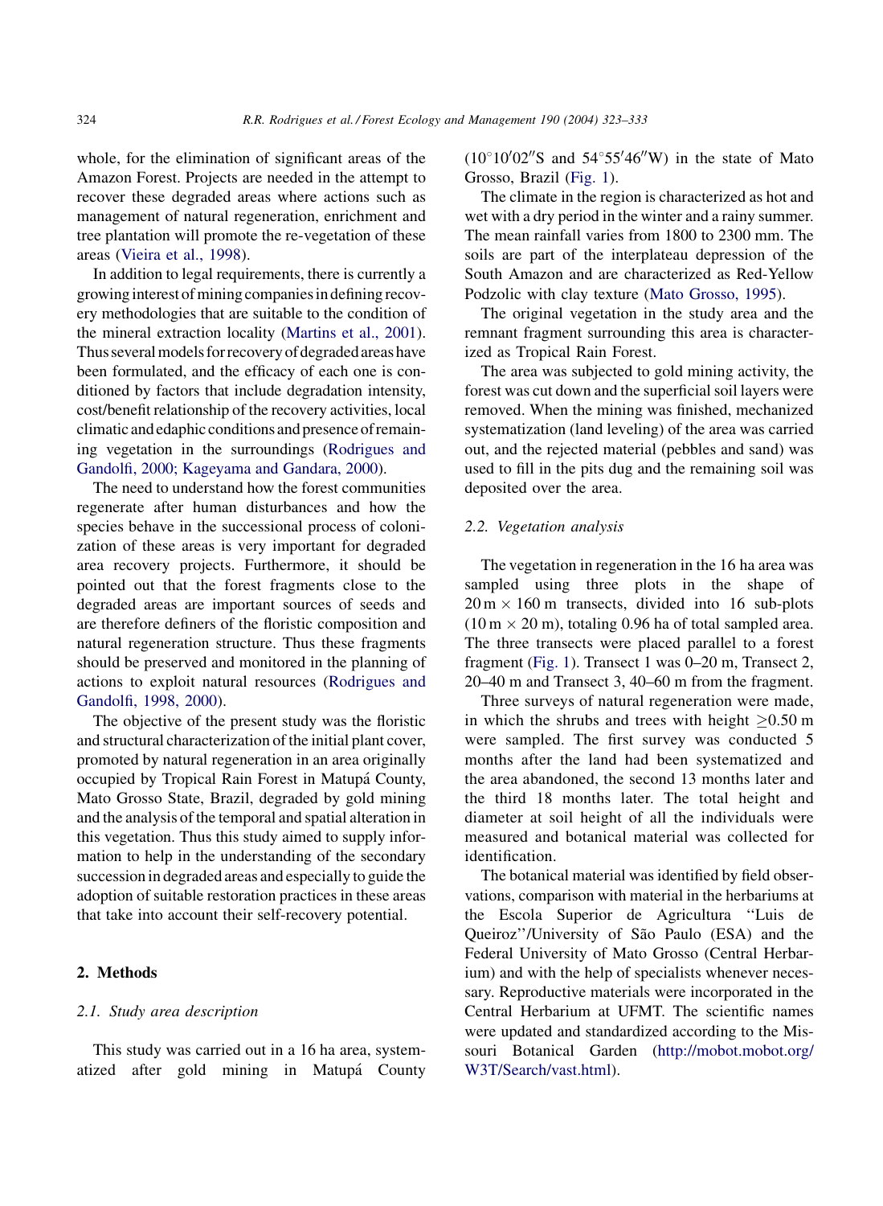whole, for the elimination of significant areas of the Amazon Forest. Projects are needed in the attempt to recover these degraded areas where actions such as management of natural regeneration, enrichment and tree plantation will promote the re-vegetation of these areas (Vieira et al., 1998).

In addition to legal requirements, there is currently a growing interest of mining companies in defining recovery methodologies that are suitable to the condition of the mineral extraction locality (Martins et al., 2001). Thus several models for recovery of degraded areas have been formulated, and the efficacy of each one is conditioned by factors that include degradation intensity, cost/benefit relationship of the recovery activities, local climatic and edaphic conditions and presence of remaining vegetation in the surroundings (Rodrigues and Gandolfi, 2000; Kageyama and Gandara, 2000).

The need to understand how the forest communities regenerate after human disturbances and how the species behave in the successional process of colonization of these areas is very important for degraded area recovery projects. Furthermore, it should be pointed out that the forest fragments close to the degraded areas are important sources of seeds and are therefore definers of the floristic composition and natural regeneration structure. Thus these fragments should be preserved and monitored in the planning of actions to exploit natural resources (Rodrigues and Gandolfi, 1998, 2000).

The objective of the present study was the floristic and structural characterization of the initial plant cover, promoted by natural regeneration in an area originally occupied by Tropical Rain Forest in Matupá County, Mato Grosso State, Brazil, degraded by gold mining and the analysis of the temporal and spatial alteration in this vegetation. Thus this study aimed to supply information to help in the understanding of the secondary succession in degraded areas and especially to guide the adoption of suitable restoration practices in these areas that take into account their self-recovery potential.

## 2. Methods

### 2.1. Study area description

This study was carried out in a 16 ha area, systematized after gold mining in Matupá County ($10^{\circ}10'02''$S and $54^{\circ}55'46''$W) in the state of Mato Grosso, Brazil (Fig. 1).

The climate in the region is characterized as hot and wet with a dry period in the winter and a rainy summer. The mean rainfall varies from 1800 to 2300 mm. The soils are part of the interplateau depression of the South Amazon and are characterized as Red-Yellow Podzolic with clay texture (Mato Grosso, 1995).

The original vegetation in the study area and the remnant fragment surrounding this area is characterized as Tropical Rain Forest.

The area was subjected to gold mining activity, the forest was cut down and the superficial soil layers were removed. When the mining was finished, mechanized systematization (land leveling) of the area was carried out, and the rejected material (pebbles and sand) was used to fill in the pits dug and the remaining soil was deposited over the area.

### 2.2. Vegetation analysis

The vegetation in regeneration in the 16 ha area was sampled using three plots in the shape of $20\,\text{m} \times 160\,\text{m}$ transects, divided into 16 sub-plots ($10\,\text{m} \times 20\,\text{m}$), totaling 0.96 ha of total sampled area. The three transects were placed parallel to a forest fragment (Fig. 1). Transect 1 was 0–20 m, Transect 2, 20–40 m and Transect 3, 40–60 m from the fragment.

Three surveys of natural regeneration were made, in which the shrubs and trees with height $\geq 0.50$ m were sampled. The first survey was conducted 5 months after the land had been systematized and the area abandoned, the second 13 months later and the third 18 months later. The total height and diameter at soil height of all the individuals were measured and botanical material was collected for identification.

The botanical material was identified by field observations, comparison with material in the herbariums at the Escola Superior de Agricultura "Luis de Queiroz"/University of São Paulo (ESA) and the Federal University of Mato Grosso (Central Herbarium) and with the help of specialists whenever necessary. Reproductive materials were incorporated in the Central Herbarium at UFMT. The scientific names were updated and standardized according to the Missouri Botanical Garden (http://mobot.mobot.org/W3T/Search/vast.html).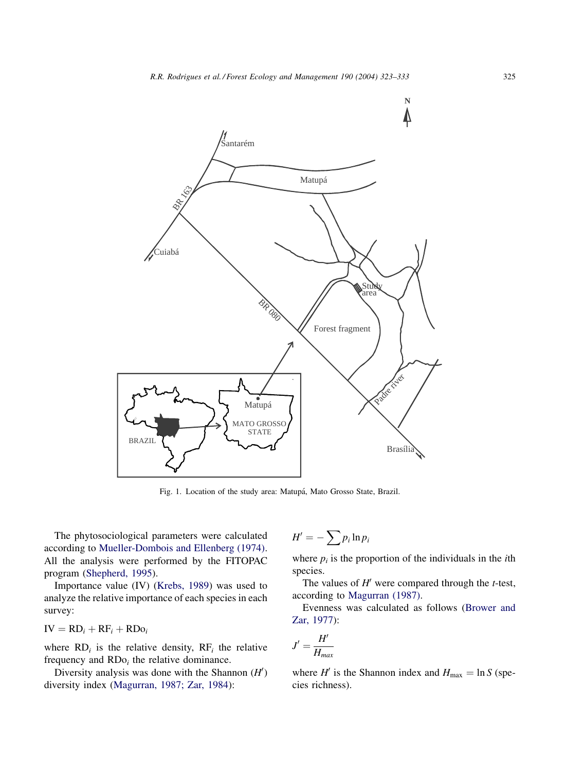Fig. 1. Location of the study area: Matupá, Mato Grosso State, Brazil.

The phytosociological parameters were calculated according to Mueller-Dombois and Ellenberg (1974). All the analysis were performed by the FITOPAC program (Shepherd, 1995).

Importance value (IV) (Krebs, 1989) was used to analyze the relative importance of each species in each survey:

$$IV = RD_i + RF_i + RDo_i$$

where $RD_i$ is the relative density, $RF_i$ the relative frequency and $RDo_i$ the relative dominance.

Diversity analysis was done with the Shannon ($H'$) diversity index (Magurran, 1987; Zar, 1984):

$$H' = -\sum p_i \ln p_i$$

where $p_i$ is the proportion of the individuals in the $i$th species.

The values of $H'$ were compared through the $t$-test, according to Magurran (1987).

Evenness was calculated as follows (Brower and Zar, 1977):

$$J' = \frac{H'}{H_{max}}$$

where $H'$ is the Shannon index and $H_{max} = \ln S$ (species richness).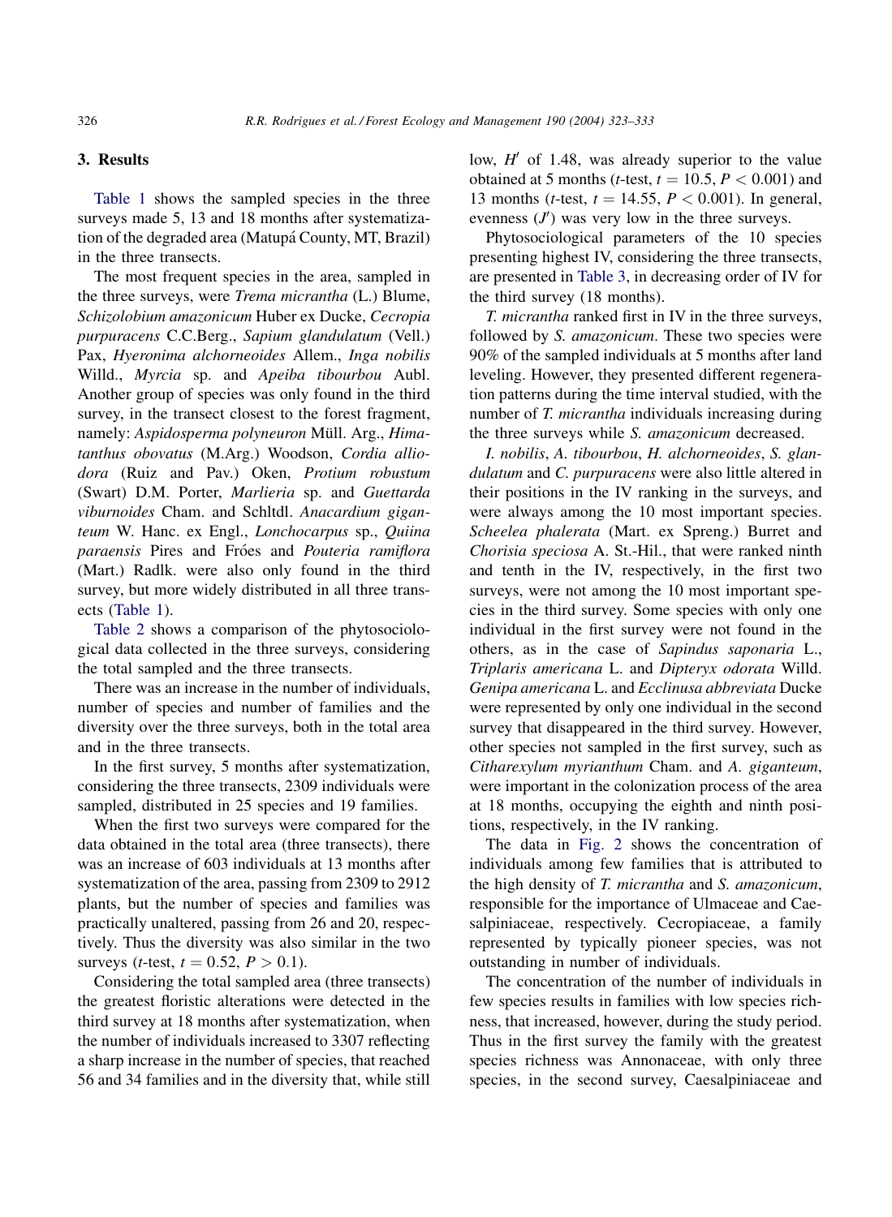## 3. Results

Table 1 shows the sampled species in the three surveys made 5, 13 and 18 months after systematization of the degraded area (Matupá County, MT, Brazil) in the three transects.

The most frequent species in the area, sampled in the three surveys, were *Trema micrantha* (L.) Blume, *Schizolobium amazonicum* Huber ex Ducke, *Cecropia purpuracens* C.C.Berg., *Sapium glandulatum* (Vell.) Pax, *Hyeronima alchorneoides* Allem., *Inga nobilis* Willd., *Myrcia* sp. and *Apeiba tibourbou* Aubl. Another group of species was only found in the third survey, in the transect closest to the forest fragment, namely: *Aspidosperma polyneuron* Müll. Arg., *Himatanthus obovatus* (M.Arg.) Woodson, *Cordia alliodora* (Ruiz and Pav.) Oken, *Protium robustum* (Swart) D.M. Porter, *Marlieria* sp. and *Guettarda viburnoides* Cham. and Schltdl. *Anacardium giganteum* W. Hanc. ex Engl., *Lonchocarpus* sp., *Quiina paraensis* Pires and Fróes and *Pouteria ramiflora* (Mart.) Radlk. were also only found in the third survey, but more widely distributed in all three transects (Table 1).

Table 2 shows a comparison of the phytosociological data collected in the three surveys, considering the total sampled and the three transects.

There was an increase in the number of individuals, number of species and number of families and the diversity over the three surveys, both in the total area and in the three transects.

In the first survey, 5 months after systematization, considering the three transects, 2309 individuals were sampled, distributed in 25 species and 19 families.

When the first two surveys were compared for the data obtained in the total area (three transects), there was an increase of 603 individuals at 13 months after systematization of the area, passing from 2309 to 2912 plants, but the number of species and families was practically unaltered, passing from 26 and 20, respectively. Thus the diversity was also similar in the two surveys ($t$-test, $t = 0.52$, $P > 0.1$).

Considering the total sampled area (three transects) the greatest floristic alterations were detected in the third survey at 18 months after systematization, when the number of individuals increased to 3307 reflecting a sharp increase in the number of species, that reached 56 and 34 families and in the diversity that, while still low, $H'$ of 1.48, was already superior to the value obtained at 5 months ($t$-test, $t = 10.5$, $P < 0.001$) and 13 months ($t$-test, $t = 14.55$, $P < 0.001$). In general, evenness ($J'$) was very low in the three surveys.

Phytosociological parameters of the 10 species presenting highest IV, considering the three transects, are presented in Table 3, in decreasing order of IV for the third survey (18 months).

*T. micrantha* ranked first in IV in the three surveys, followed by *S. amazonicum*. These two species were 90% of the sampled individuals at 5 months after land leveling. However, they presented different regeneration patterns during the time interval studied, with the number of *T. micrantha* individuals increasing during the three surveys while *S. amazonicum* decreased.

*I. nobilis*, *A. tibourbou*, *H. alchorneoides*, *S. glandulatum* and *C. purpuracens* were also little altered in their positions in the IV ranking in the surveys, and were always among the 10 most important species. *Scheelea phalerata* (Mart. ex Spreng.) Burret and *Chorisia speciosa* A. St.-Hil., that were ranked ninth and tenth in the IV, respectively, in the first two surveys, were not among the 10 most important species in the third survey. Some species with only one individual in the first survey were not found in the others, as in the case of *Sapindus saponaria* L., *Triplaris americana* L. and *Dipteryx odorata* Willd. *Genipa americana* L. and *Ecclinusa abbreviata* Ducke were represented by only one individual in the second survey that disappeared in the third survey. However, other species not sampled in the first survey, such as *Citharexylum myrianthum* Cham. and *A. giganteum*, were important in the colonization process of the area at 18 months, occupying the eighth and ninth positions, respectively, in the IV ranking.

The data in Fig. 2 shows the concentration of individuals among few families that is attributed to the high density of *T. micrantha* and *S. amazonicum*, responsible for the importance of Ulmaceae and Caesalpiniaceae, respectively. Cecropiaceae, a family represented by typically pioneer species, was not outstanding in number of individuals.

The concentration of the number of individuals in few species results in families with low species richness, that increased, however, during the study period. Thus in the first survey the family with the greatest species richness was Annonaceae, with only three species, in the second survey, Caesalpiniaceae and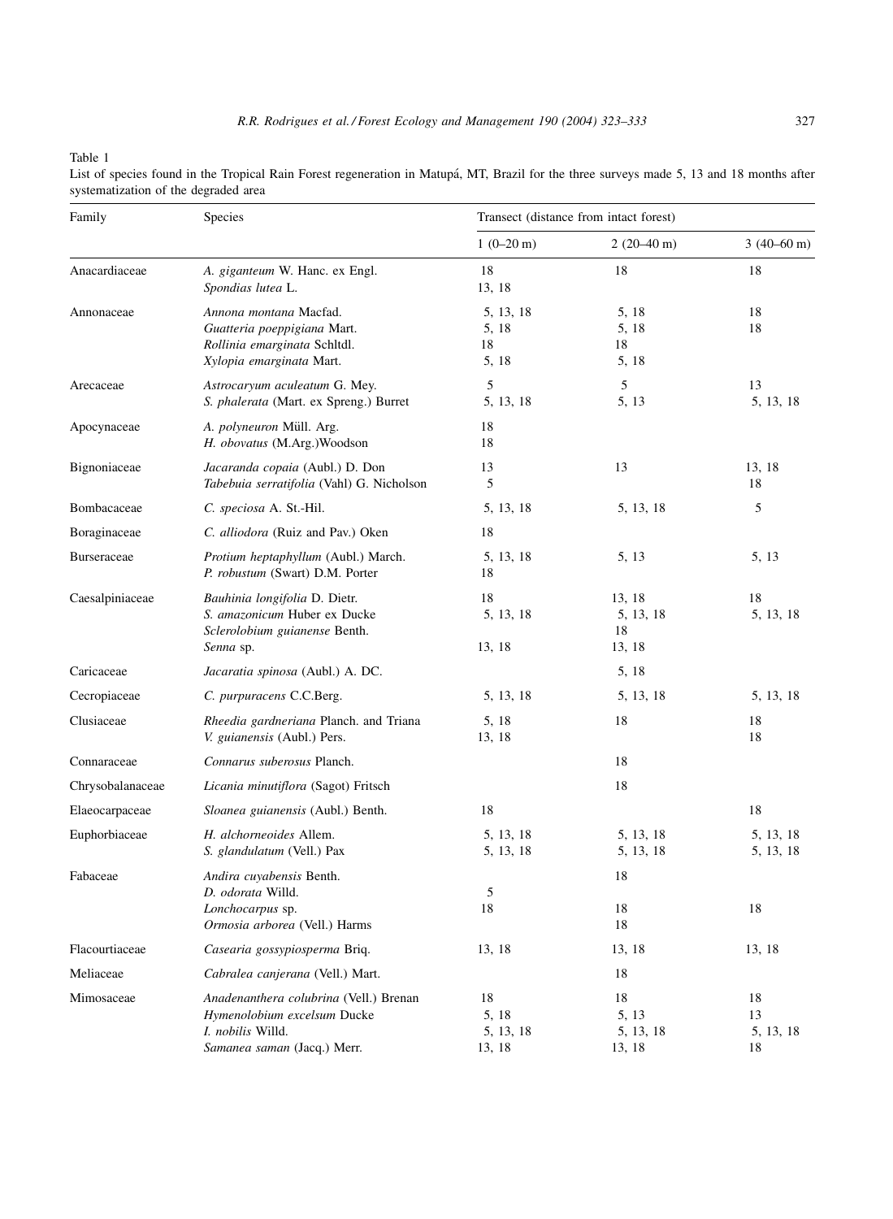Table 1
List of species found in the Tropical Rain Forest regeneration in Matupá, MT, Brazil for the three surveys made 5, 13 and 18 months after systematization of the degraded area

| Family | Species | Transect (distance from intact forest) | | |
|---|---|---|---|---|
| | | 1 (0–20 m) | 2 (20–40 m) | 3 (40–60 m) |
| Anacardiaceae | *A. giganteum* W. Hanc. ex Engl. | 18 | 18 | 18 |
| | *Spondias lutea* L. | 13, 18 | | |
| Annonaceae | *Annona montana* Macfad. | 5, 13, 18 | 5, 18 | 18 |
| | *Guatteria poeppigiana* Mart. | 5, 18 | 5, 18 | 18 |
| | *Rollinia emarginata* Schltdl. | 18 | 18 | |
| | *Xylopia emarginata* Mart. | 5, 18 | 5, 18 | |
| Arecaceae | *Astrocaryum aculeatum* G. Mey. | 5 | 5 | 13 |
| | *S. phalerata* (Mart. ex Spreng.) Burret | 5, 13, 18 | 5, 13 | 5, 13, 18 |
| Apocynaceae | *A. polyneuron* Müll. Arg. | 18 | | |
| | *H. obovatus* (M.Arg.)Woodson | 18 | | |
| Bignoniaceae | *Jacaranda copaia* (Aubl.) D. Don | 13 | 13 | 13, 18 |
| | *Tabebuia serratifolia* (Vahl) G. Nicholson | 5 | | 18 |
| Bombacaceae | *C. speciosa* A. St.-Hil. | 5, 13, 18 | 5, 13, 18 | 5 |
| Boraginaceae | *C. alliodora* (Ruiz and Pav.) Oken | 18 | | |
| Burseraceae | *Protium heptaphyllum* (Aubl.) March. | 5, 13, 18 | 5, 13 | 5, 13 |
| | *P. robustum* (Swart) D.M. Porter | 18 | | |
| Caesalpiniaceae | *Bauhinia longifolia* D. Dietr. | 18 | 13, 18 | 18 |
| | *S. amazonicum* Huber ex Ducke | 5, 13, 18 | 5, 13, 18 | 5, 13, 18 |
| | *Sclerolobium guianense* Benth. | | 18 | |
| | *Senna* sp. | 13, 18 | 13, 18 | |
| Caricaceae | *Jacaratia spinosa* (Aubl.) A. DC. | | 5, 18 | |
| Cecropiaceae | *C. purpuracens* C.C.Berg. | 5, 13, 18 | 5, 13, 18 | 5, 13, 18 |
| Clusiaceae | *Rheedia gardneriana* Planch. and Triana | 5, 18 | 18 | 18 |
| | *V. guianensis* (Aubl.) Pers. | 13, 18 | | 18 |
| Connaraceae | *Connarus suberosus* Planch. | | 18 | |
| Chrysobalanaceae | *Licania minutiflora* (Sagot) Fritsch | | 18 | |
| Elaeocarpaceae | *Sloanea guianensis* (Aubl.) Benth. | 18 | | 18 |
| Euphorbiaceae | *H. alchorneoides* Allem. | 5, 13, 18 | 5, 13, 18 | 5, 13, 18 |
| | *S. glandulatum* (Vell.) Pax | 5, 13, 18 | 5, 13, 18 | 5, 13, 18 |
| Fabaceae | *Andira cuyabensis* Benth. | | 18 | |
| | *D. odorata* Willd. | 5 | | |
| | *Lonchocarpus* sp. | 18 | 18 | 18 |
| | *Ormosia arborea* (Vell.) Harms | | 18 | |
| Flacourtiaceae | *Casearia gossypiosperma* Briq. | 13, 18 | 13, 18 | 13, 18 |
| Meliaceae | *Cabralea canjerana* (Vell.) Mart. | | 18 | |
| Mimosaceae | *Anadenanthera colubrina* (Vell.) Brenan | 18 | 18 | 18 |
| | *Hymenolobium excelsum* Ducke | 5, 18 | 5, 13 | 13 |
| | *I. nobilis* Willd. | 5, 13, 18 | 5, 13, 18 | 5, 13, 18 |
| | *Samanea saman* (Jacq.) Merr. | 13, 18 | 13, 18 | 18 |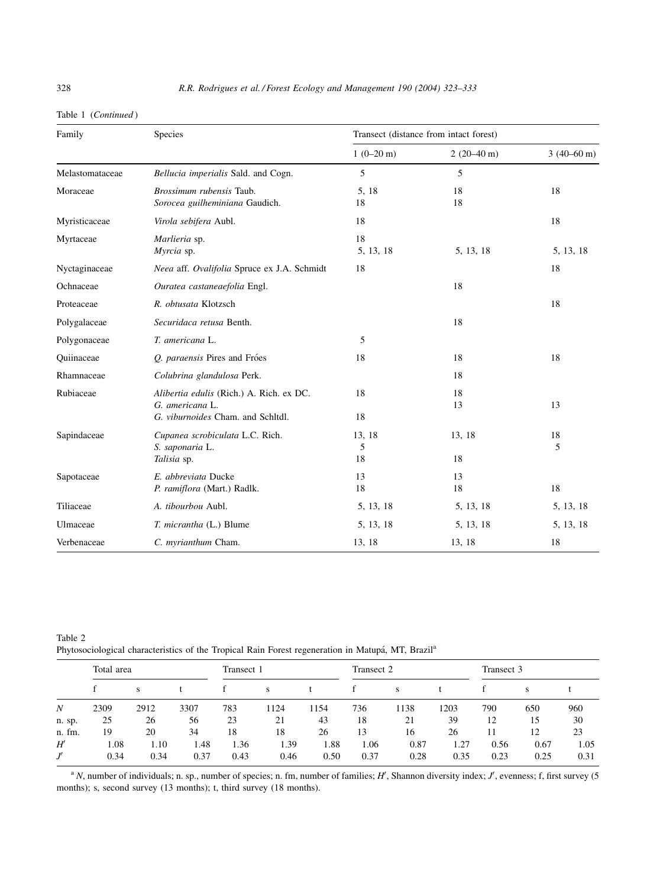Table 1 (*Continued*)

| Family | Species | Transect (distance from intact forest) | | |
|---|---|---|---|---|
| | | 1 (0–20 m) | 2 (20–40 m) | 3 (40–60 m) |
| Melastomataceae | *Bellucia imperialis* Sald. and Cogn. | 5 | 5 | |
| Moraceae | *Brossimum rubensis* Taub. | 5, 18 | 18 | 18 |
| | *Sorocea guilheminiana* Gaudich. | 18 | 18 | |
| Myristicaceae | *Virola sebifera* Aubl. | 18 | | 18 |
| Myrtaceae | *Marlieria* sp. | 18 | | |
| | *Myrcia* sp. | 5, 13, 18 | 5, 13, 18 | 5, 13, 18 |
| Nyctaginaceae | *Neea* aff. *Ovalifolia* Spruce ex J.A. Schmidt | 18 | | 18 |
| Ochnaceae | *Ouratea castaneaefolia* Engl. | | 18 | |
| Proteaceae | *R. obtusata* Klotzsch | | | 18 |
| Polygalaceae | *Securidaca retusa* Benth. | | 18 | |
| Polygonaceae | *T. americana* L. | 5 | | |
| Quiinaceae | *Q. paraensis* Pires and Fróes | 18 | 18 | 18 |
| Rhamnaceae | *Colubrina glandulosa* Perk. | | 18 | |
| Rubiaceae | *Alibertia edulis* (Rich.) A. Rich. ex DC. | 18 | 18 | |
| | *G. americana* L. | | 13 | 13 |
| | *G. viburnoides* Cham. and Schltdl. | 18 | | |
| Sapindaceae | *Cupanea scrobiculata* L.C. Rich. | 13, 18 | 13, 18 | 18 |
| | *S. saponaria* L. | 5 | | 5 |
| | *Talisia* sp. | 18 | 18 | |
| Sapotaceae | *E. abbreviata* Ducke | 13 | 13 | |
| | *P. ramiflora* (Mart.) Radlk. | 18 | 18 | 18 |
| Tiliaceae | *A. tibourbou* Aubl. | 5, 13, 18 | 5, 13, 18 | 5, 13, 18 |
| Ulmaceae | *T. micrantha* (L.) Blume | 5, 13, 18 | 5, 13, 18 | 5, 13, 18 |
| Verbenaceae | *C. myrianthum* Cham. | 13, 18 | 13, 18 | 18 |

Table 2
Phytosociological characteristics of the Tropical Rain Forest regeneration in Matupá, MT, Brazil[a]

| | Total area | | | Transect 1 | | | Transect 2 | | | Transect 3 | | |
|---|---|---|---|---|---|---|---|---|---|---|---|---|
| | f | s | t | f | s | t | f | s | t | f | s | t |
| *N* | 2309 | 2912 | 3307 | 783 | 1124 | 1154 | 736 | 1138 | 1203 | 790 | 650 | 960 |
| n. sp. | 25 | 26 | 56 | 23 | 21 | 43 | 18 | 21 | 39 | 12 | 15 | 30 |
| n. fm. | 19 | 20 | 34 | 18 | 18 | 26 | 13 | 16 | 26 | 11 | 12 | 23 |
| $H'$ | 1.08 | 1.10 | 1.48 | 1.36 | 1.39 | 1.88 | 1.06 | 0.87 | 1.27 | 0.56 | 0.67 | 1.05 |
| $J'$ | 0.34 | 0.34 | 0.37 | 0.43 | 0.46 | 0.50 | 0.37 | 0.28 | 0.35 | 0.23 | 0.25 | 0.31 |

[a] *N*, number of individuals; n. sp., number of species; n. fm, number of families; $H'$, Shannon diversity index; $J'$, evenness; f, first survey (5 months); s, second survey (13 months); t, third survey (18 months).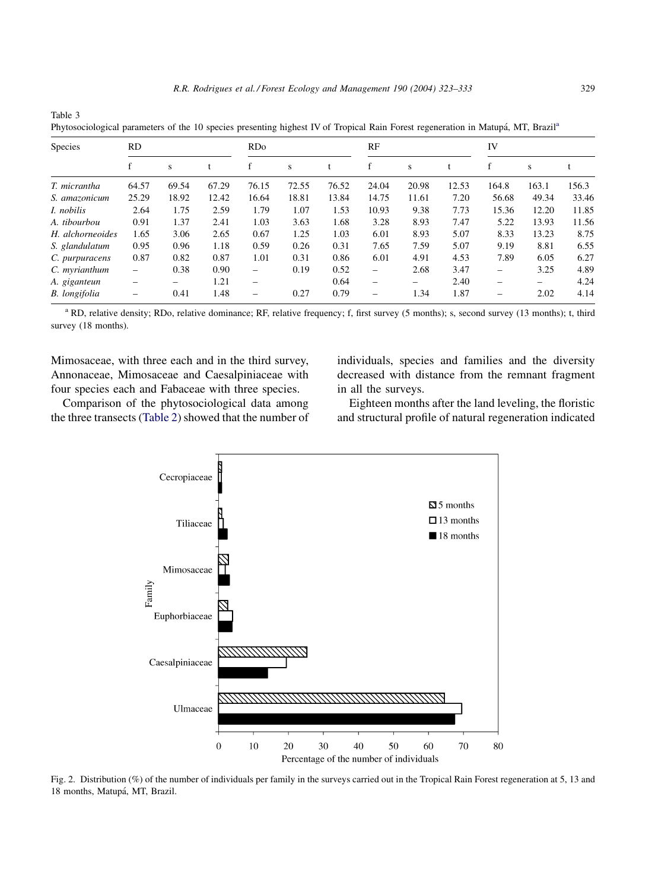Table 3
Phytosociological parameters of the 10 species presenting highest IV of Tropical Rain Forest regeneration in Matupá, MT, Brazil[a]

| Species | RD | | | RDo | | | RF | | | IV | | |
|---|---|---|---|---|---|---|---|---|---|---|---|---|
| | f | s | t | f | s | t | f | s | t | f | s | t |
| *T. micrantha* | 64.57 | 69.54 | 67.29 | 76.15 | 72.55 | 76.52 | 24.04 | 20.98 | 12.53 | 164.8 | 163.1 | 156.3 |
| *S. amazonicum* | 25.29 | 18.92 | 12.42 | 16.64 | 18.81 | 13.84 | 14.75 | 11.61 | 7.20 | 56.68 | 49.34 | 33.46 |
| *I. nobilis* | 2.64 | 1.75 | 2.59 | 1.79 | 1.07 | 1.53 | 10.93 | 9.38 | 7.73 | 15.36 | 12.20 | 11.85 |
| *A. tibourbou* | 0.91 | 1.37 | 2.41 | 1.03 | 3.63 | 1.68 | 3.28 | 8.93 | 7.47 | 5.22 | 13.93 | 11.56 |
| *H. alchorneoides* | 1.65 | 3.06 | 2.65 | 0.67 | 1.25 | 1.03 | 6.01 | 8.93 | 5.07 | 8.33 | 13.23 | 8.75 |
| *S. glandulatum* | 0.95 | 0.96 | 1.18 | 0.59 | 0.26 | 0.31 | 7.65 | 7.59 | 5.07 | 9.19 | 8.81 | 6.55 |
| *C. purpuracens* | 0.87 | 0.82 | 0.87 | 1.01 | 0.31 | 0.86 | 6.01 | 4.91 | 4.53 | 7.89 | 6.05 | 6.27 |
| *C. myrianthum* | – | 0.38 | 0.90 | – | 0.19 | 0.52 | – | 2.68 | 3.47 | – | 3.25 | 4.89 |
| *A. giganteun* | – | – | 1.21 | – | | 0.64 | – | – | 2.40 | – | – | 4.24 |
| *B. longifolia* | – | 0.41 | 1.48 | – | 0.27 | 0.79 | – | 1.34 | 1.87 | – | 2.02 | 4.14 |

[a] RD, relative density; RDo, relative dominance; RF, relative frequency; f, first survey (5 months); s, second survey (13 months); t, third survey (18 months).

Mimosaceae, with three each and in the third survey, Annonaceae, Mimosaceae and Caesalpiniaceae with four species each and Fabaceae with three species.

Comparison of the phytosociological data among the three transects (Table 2) showed that the number of individuals, species and families and the diversity decreased with distance from the remnant fragment in all the surveys.

Eighteen months after the land leveling, the floristic and structural profile of natural regeneration indicated

Fig. 2. Distribution (%) of the number of individuals per family in the surveys carried out in the Tropical Rain Forest regeneration at 5, 13 and 18 months, Matupá, MT, Brazil.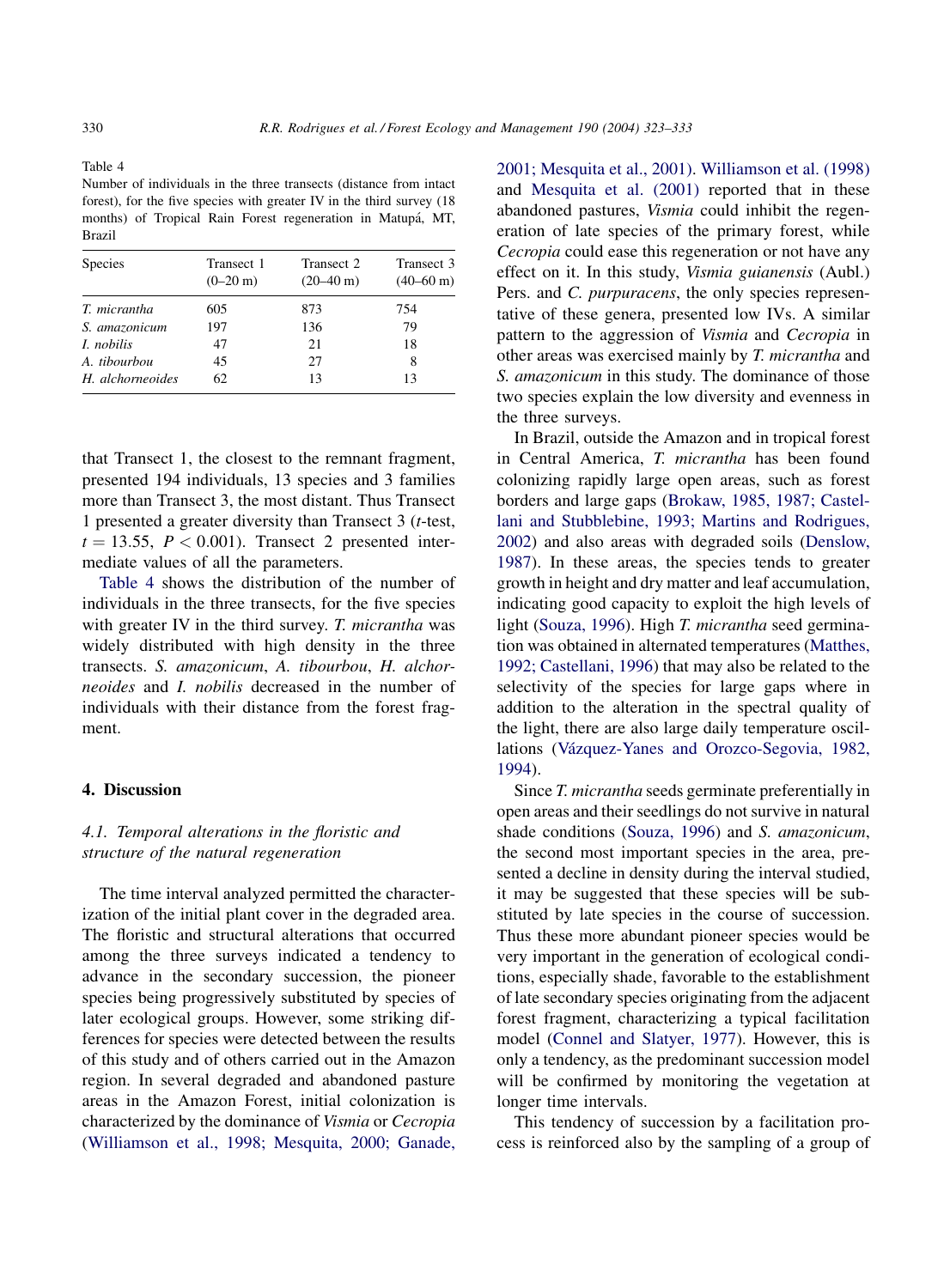Table 4
Number of individuals in the three transects (distance from intact forest), for the five species with greater IV in the third survey (18 months) of Tropical Rain Forest regeneration in Matupá, MT, Brazil

| Species | Transect 1 (0–20 m) | Transect 2 (20–40 m) | Transect 3 (40–60 m) |
|---|---|---|---|
| *T. micrantha* | 605 | 873 | 754 |
| *S. amazonicum* | 197 | 136 | 79 |
| *I. nobilis* | 47 | 21 | 18 |
| *A. tibourbou* | 45 | 27 | 8 |
| *H. alchorneoides* | 62 | 13 | 13 |

that Transect 1, the closest to the remnant fragment, presented 194 individuals, 13 species and 3 families more than Transect 3, the most distant. Thus Transect 1 presented a greater diversity than Transect 3 ($t$-test, $t = 13.55$, $P < 0.001$). Transect 2 presented intermediate values of all the parameters.

Table 4 shows the distribution of the number of individuals in the three transects, for the five species with greater IV in the third survey. *T. micrantha* was widely distributed with high density in the three transects. *S. amazonicum*, *A. tibourbou*, *H. alchorneoides* and *I. nobilis* decreased in the number of individuals with their distance from the forest fragment.

## 4. Discussion

### 4.1. Temporal alterations in the floristic and structure of the natural regeneration

The time interval analyzed permitted the characterization of the initial plant cover in the degraded area. The floristic and structural alterations that occurred among the three surveys indicated a tendency to advance in the secondary succession, the pioneer species being progressively substituted by species of later ecological groups. However, some striking differences for species were detected between the results of this study and of others carried out in the Amazon region. In several degraded and abandoned pasture areas in the Amazon Forest, initial colonization is characterized by the dominance of *Vismia* or *Cecropia* (Williamson et al., 1998; Mesquita, 2000; Ganade, 2001; Mesquita et al., 2001). Williamson et al. (1998) and Mesquita et al. (2001) reported that in these abandoned pastures, *Vismia* could inhibit the regeneration of late species of the primary forest, while *Cecropia* could ease this regeneration or not have any effect on it. In this study, *Vismia guianensis* (Aubl.) Pers. and *C. purpuracens*, the only species representative of these genera, presented low IVs. A similar pattern to the aggression of *Vismia* and *Cecropia* in other areas was exercised mainly by *T. micrantha* and *S. amazonicum* in this study. The dominance of those two species explain the low diversity and evenness in the three surveys.

In Brazil, outside the Amazon and in tropical forest in Central America, *T. micrantha* has been found colonizing rapidly large open areas, such as forest borders and large gaps (Brokaw, 1985, 1987; Castellani and Stubblebine, 1993; Martins and Rodrigues, 2002) and also areas with degraded soils (Denslow, 1987). In these areas, the species tends to greater growth in height and dry matter and leaf accumulation, indicating good capacity to exploit the high levels of light (Souza, 1996). High *T. micrantha* seed germination was obtained in alternated temperatures (Matthes, 1992; Castellani, 1996) that may also be related to the selectivity of the species for large gaps where in addition to the alteration in the spectral quality of the light, there are also large daily temperature oscillations (Vázquez-Yanes and Orozco-Segovia, 1982, 1994).

Since *T. micrantha* seeds germinate preferentially in open areas and their seedlings do not survive in natural shade conditions (Souza, 1996) and *S. amazonicum*, the second most important species in the area, presented a decline in density during the interval studied, it may be suggested that these species will be substituted by late species in the course of succession. Thus these more abundant pioneer species would be very important in the generation of ecological conditions, especially shade, favorable to the establishment of late secondary species originating from the adjacent forest fragment, characterizing a typical facilitation model (Connel and Slatyer, 1977). However, this is only a tendency, as the predominant succession model will be confirmed by monitoring the vegetation at longer time intervals.

This tendency of succession by a facilitation process is reinforced also by the sampling of a group of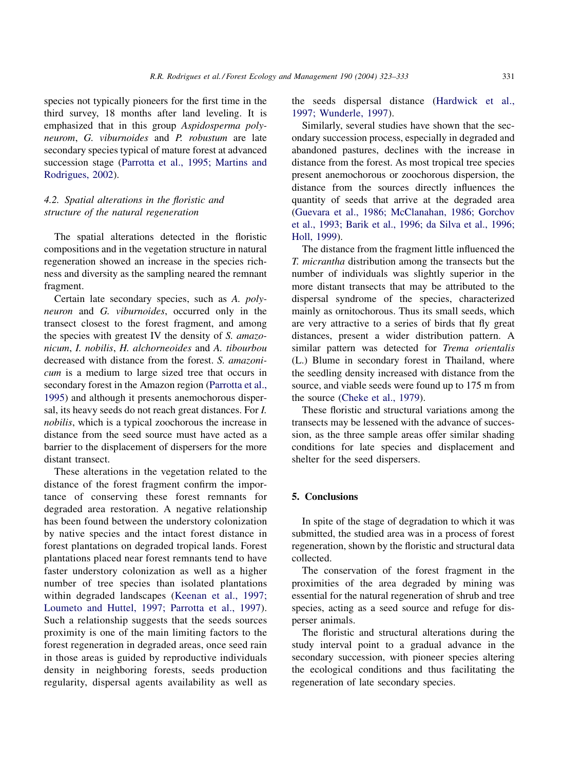species not typically pioneers for the first time in the third survey, 18 months after land leveling. It is emphasized that in this group *Aspidosperma polyneurom*, *G. viburnoides* and *P. robustum* are late secondary species typical of mature forest at advanced succession stage (Parrotta et al., 1995; Martins and Rodrigues, 2002).

### 4.2. Spatial alterations in the floristic and structure of the natural regeneration

The spatial alterations detected in the floristic compositions and in the vegetation structure in natural regeneration showed an increase in the species richness and diversity as the sampling neared the remnant fragment.

Certain late secondary species, such as *A. polyneuron* and *G. viburnoides*, occurred only in the transect closest to the forest fragment, and among the species with greatest IV the density of *S. amazonicum*, *I. nobilis*, *H. alchorneoides* and *A. tibourbou* decreased with distance from the forest. *S. amazonicum* is a medium to large sized tree that occurs in secondary forest in the Amazon region (Parrotta et al., 1995) and although it presents anemochorous dispersal, its heavy seeds do not reach great distances. For *I. nobilis*, which is a typical zoochorous the increase in distance from the seed source must have acted as a barrier to the displacement of dispersers for the more distant transect.

These alterations in the vegetation related to the distance of the forest fragment confirm the importance of conserving these forest remnants for degraded area restoration. A negative relationship has been found between the understory colonization by native species and the intact forest distance in forest plantations on degraded tropical lands. Forest plantations placed near forest remnants tend to have faster understory colonization as well as a higher number of tree species than isolated plantations within degraded landscapes (Keenan et al., 1997; Loumeto and Huttel, 1997; Parrotta et al., 1997). Such a relationship suggests that the seeds sources proximity is one of the main limiting factors to the forest regeneration in degraded areas, once seed rain in those areas is guided by reproductive individuals density in neighboring forests, seeds production regularity, dispersal agents availability as well as the seeds dispersal distance (Hardwick et al., 1997; Wunderle, 1997).

Similarly, several studies have shown that the secondary succession process, especially in degraded and abandoned pastures, declines with the increase in distance from the forest. As most tropical tree species present anemochorous or zoochorous dispersion, the distance from the sources directly influences the quantity of seeds that arrive at the degraded area (Guevara et al., 1986; McClanahan, 1986; Gorchov et al., 1993; Barik et al., 1996; da Silva et al., 1996; Holl, 1999).

The distance from the fragment little influenced the *T. micrantha* distribution among the transects but the number of individuals was slightly superior in the more distant transects that may be attributed to the dispersal syndrome of the species, characterized mainly as ornitochorous. Thus its small seeds, which are very attractive to a series of birds that fly great distances, present a wider distribution pattern. A similar pattern was detected for *Trema orientalis* (L.) Blume in secondary forest in Thailand, where the seedling density increased with distance from the source, and viable seeds were found up to 175 m from the source (Cheke et al., 1979).

These floristic and structural variations among the transects may be lessened with the advance of succession, as the three sample areas offer similar shading conditions for late species and displacement and shelter for the seed dispersers.

## 5. Conclusions

In spite of the stage of degradation to which it was submitted, the studied area was in a process of forest regeneration, shown by the floristic and structural data collected.

The conservation of the forest fragment in the proximities of the area degraded by mining was essential for the natural regeneration of shrub and tree species, acting as a seed source and refuge for disperser animals.

The floristic and structural alterations during the study interval point to a gradual advance in the secondary succession, with pioneer species altering the ecological conditions and thus facilitating the regeneration of late secondary species.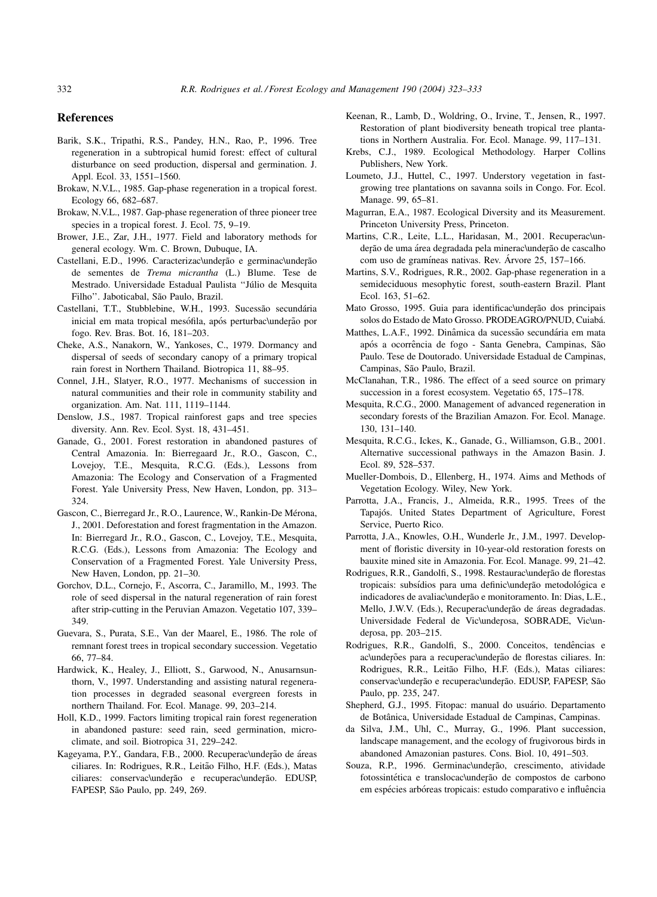## References

Barik, S.K., Tripathi, R.S., Pandey, H.N., Rao, P., 1996. Tree regeneration in a subtropical humid forest: effect of cultural disturbance on seed production, dispersal and germination. J. Appl. Ecol. 33, 1551–1560.

Brokaw, N.V.L., 1985. Gap-phase regeneration in a tropical forest. Ecology 66, 682–687.

Brokaw, N.V.L., 1987. Gap-phase regeneration of three pioneer tree species in a tropical forest. J. Ecol. 75, 9–19.

Brower, J.E., Zar, J.H., 1977. Field and laboratory methods for general ecology. Wm. C. Brown, Dubuque, IA.

Castellani, E.D., 1996. Caracterizac\underţão e germinac\underţão de sementes de *Trema micrantha* (L.) Blume. Tese de Mestrado. Universidade Estadual Paulista ''Júlio de Mesquita Filho''. Jaboticabal, São Paulo, Brazil.

Castellani, T.T., Stubblebine, W.H., 1993. Sucessão secundária inicial em mata tropical mesófila, após perturbac\underţão por fogo. Rev. Bras. Bot. 16, 181–203.

Cheke, A.S., Nanakorn, W., Yankoses, C., 1979. Dormancy and dispersal of seeds of secondary canopy of a primary tropical rain forest in Northern Thailand. Biotropica 11, 88–95.

Connel, J.H., Slatyer, R.O., 1977. Mechanisms of succession in natural communities and their role in community stability and organization. Am. Nat. 111, 1119–1144.

Denslow, J.S., 1987. Tropical rainforest gaps and tree species diversity. Ann. Rev. Ecol. Syst. 18, 431–451.

Ganade, G., 2001. Forest restoration in abandoned pastures of Central Amazonia. In: Bierregaard Jr., R.O., Gascon, C., Lovejoy, T.E., Mesquita, R.C.G. (Eds.), Lessons from Amazonia: The Ecology and Conservation of a Fragmented Forest. Yale University Press, New Haven, London, pp. 313–324.

Gascon, C., Bierregard Jr., R.O., Laurence, W., Rankin-De Mérona, J., 2001. Deforestation and forest fragmentation in the Amazon. In: Bierregard Jr., R.O., Gascon, C., Lovejoy, T.E., Mesquita, R.C.G. (Eds.), Lessons from Amazonia: The Ecology and Conservation of a Fragmented Forest. Yale University Press, New Haven, London, pp. 21–30.

Gorchov, D.L., Cornejo, F., Ascorra, C., Jaramillo, M., 1993. The role of seed dispersal in the natural regeneration of rain forest after strip-cutting in the Peruvian Amazon. Vegetatio 107, 339–349.

Guevara, S., Purata, S.E., Van der Maarel, E., 1986. The role of remnant forest trees in tropical secondary succession. Vegetatio 66, 77–84.

Hardwick, K., Healey, J., Elliott, S., Garwood, N., Anusarnsunthorn, V., 1997. Understanding and assisting natural regeneration processes in degraded seasonal evergreen forests in northern Thailand. For. Ecol. Manage. 99, 203–214.

Holl, K.D., 1999. Factors limiting tropical rain forest regeneration in abandoned pasture: seed rain, seed germination, microclimate, and soil. Biotropica 31, 229–242.

Kageyama, P.Y., Gandara, F.B., 2000. Recuperac\underţão de áreas ciliares. In: Rodrigues, R.R., Leitão Filho, H.F. (Eds.), Matas ciliares: conservac\underţão e recuperac\underţão. EDUSP, FAPESP, São Paulo, pp. 249, 269.

Keenan, R., Lamb, D., Woldring, O., Irvine, T., Jensen, R., 1997. Restoration of plant biodiversity beneath tropical tree plantations in Northern Australia. For. Ecol. Manage. 99, 117–131.

Krebs, C.J., 1989. Ecological Methodology. Harper Collins Publishers, New York.

Loumeto, J.J., Huttel, C., 1997. Understory vegetation in fast-growing tree plantations on savanna soils in Congo. For. Ecol. Manage. 99, 65–81.

Magurran, E.A., 1987. Ecological Diversity and its Measurement. Princeton University Press, Princeton.

Martins, C.R., Leite, L.L., Haridasan, M., 2001. Recuperac\underţão de uma área degradada pela minerac\underţão de cascalho com uso de gramíneas nativas. Rev. Árvore 25, 157–166.

Martins, S.V., Rodrigues, R.R., 2002. Gap-phase regeneration in a semideciduous mesophytic forest, south-eastern Brazil. Plant Ecol. 163, 51–62.

Mato Grosso, 1995. Guia para identificac\underţão dos principais solos do Estado de Mato Grosso. PRODEAGRO/PNUD, Cuiabá.

Matthes, L.A.F., 1992. Dinâmica da sucessão secundária em mata após a ocorrência de fogo - Santa Genebra, Campinas, São Paulo. Tese de Doutorado. Universidade Estadual de Campinas, Campinas, São Paulo, Brazil.

McClanahan, T.R., 1986. The effect of a seed source on primary succession in a forest ecosystem. Vegetatio 65, 175–178.

Mesquita, R.C.G., 2000. Management of advanced regeneration in secondary forests of the Brazilian Amazon. For. Ecol. Manage. 130, 131–140.

Mesquita, R.C.G., Ickes, K., Ganade, G., Williamson, G.B., 2001. Alternative successional pathways in the Amazon Basin. J. Ecol. 89, 528–537.

Mueller-Dombois, D., Ellenberg, H., 1974. Aims and Methods of Vegetation Ecology. Wiley, New York.

Parrotta, J.A., Francis, J., Almeida, R.R., 1995. Trees of the Tapajós. United States Department of Agriculture, Forest Service, Puerto Rico.

Parrotta, J.A., Knowles, O.H., Wunderle Jr., J.M., 1997. Development of floristic diversity in 10-year-old restoration forests on bauxite mined site in Amazonia. For. Ecol. Manage. 99, 21–42.

Rodrigues, R.R., Gandolfi, S., 1998. Restaurac\underţão de florestas tropicais: subsídios para uma definic\underţão metodológica e indicadores de avaliac\underţão e monitoramento. In: Dias, L.E., Mello, J.W.V. (Eds.), Recuperac\underţão de áreas degradadas. Universidade Federal de Vic\underţosa, SOBRADE, Vic\underţosa, pp. 203–215.

Rodrigues, R.R., Gandolfi, S., 2000. Conceitos, tendências e ac\underţões para a recuperac\underţão de florestas ciliares. In: Rodrigues, R.R., Leitão Filho, H.F. (Eds.), Matas ciliares: conservac\underţão e recuperac\underţão. EDUSP, FAPESP, São Paulo, pp. 235, 247.

Shepherd, G.J., 1995. Fitopac: manual do usuário. Departamento de Botânica, Universidade Estadual de Campinas, Campinas.

da Silva, J.M., Uhl, C., Murray, G., 1996. Plant succession, landscape management, and the ecology of frugivorous birds in abandoned Amazonian pastures. Cons. Biol. 10, 491–503.

Souza, R.P., 1996. Germinac\underţão, crescimento, atividade fotossintética e translocac\underţão de compostos de carbono em espécies arbóreas tropicais: estudo comparativo e influência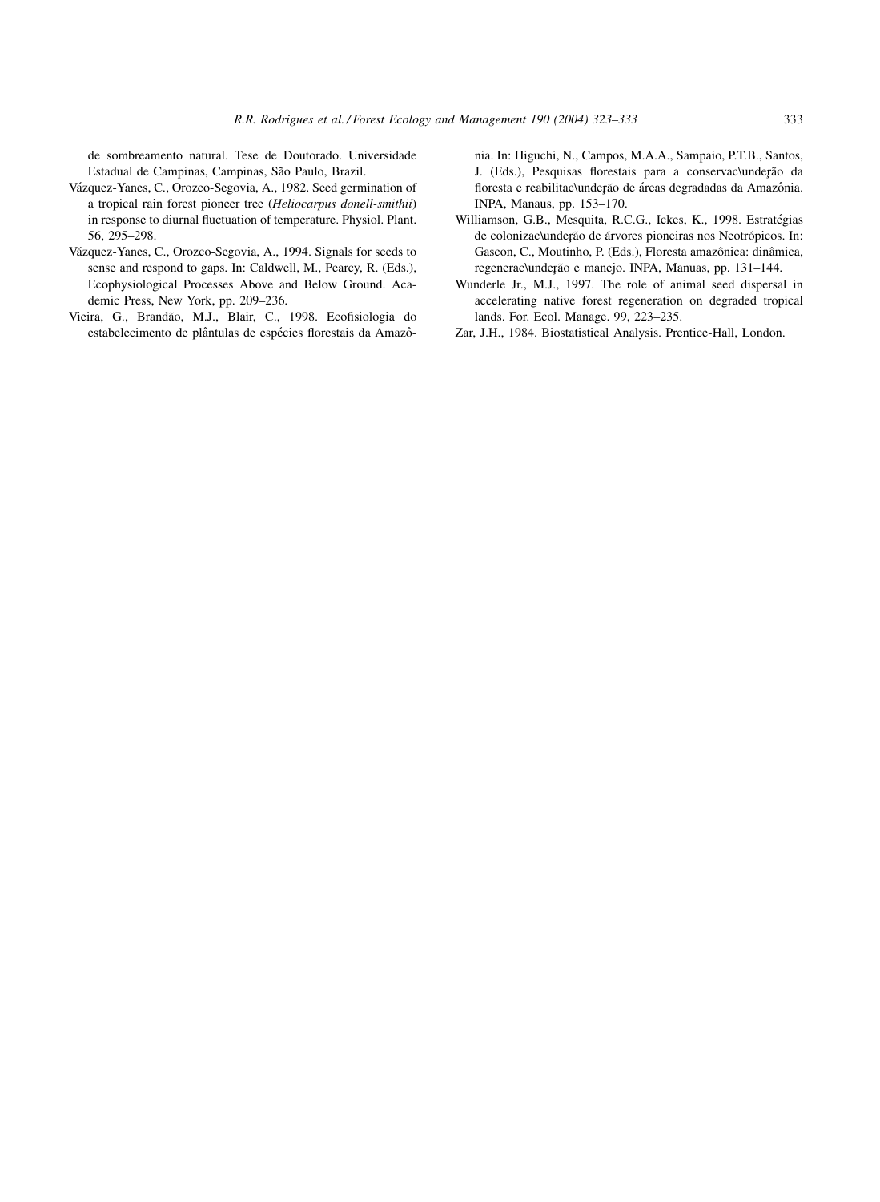de sombreamento natural. Tese de Doutorado. Universidade Estadual de Campinas, Campinas, São Paulo, Brazil.

Vázquez-Yanes, C., Orozco-Segovia, A., 1982. Seed germination of a tropical rain forest pioneer tree (*Heliocarpus donell-smithii*) in response to diurnal fluctuation of temperature. Physiol. Plant. 56, 295–298.

Vázquez-Yanes, C., Orozco-Segovia, A., 1994. Signals for seeds to sense and respond to gaps. In: Caldwell, M., Pearcy, R. (Eds.), Ecophysiological Processes Above and Below Ground. Academic Press, New York, pp. 209–236.

Vieira, G., Brandão, M.J., Blair, C., 1998. Ecofisiologia do estabelecimento de plântulas de espécies florestais da Amazônia. In: Higuchi, N., Campos, M.A.A., Sampaio, P.T.B., Santos, J. (Eds.), Pesquisas florestais para a conservac\underbar{ç}ão da floresta e reabilitac\underbar{ç}ão de áreas degradadas da Amazônia. INPA, Manaus, pp. 153–170.

Williamson, G.B., Mesquita, R.C.G., Ickes, K., 1998. Estratégias de colonizac\underbar{ç}ão de árvores pioneiras nos Neotrópicos. In: Gascon, C., Moutinho, P. (Eds.), Floresta amazônica: dinâmica, regenerac\underbar{ç}ão e manejo. INPA, Manuas, pp. 131–144.

Wunderle Jr., M.J., 1997. The role of animal seed dispersal in accelerating native forest regeneration on degraded tropical lands. For. Ecol. Manage. 99, 223–235.

Zar, J.H., 1984. Biostatistical Analysis. Prentice-Hall, London.